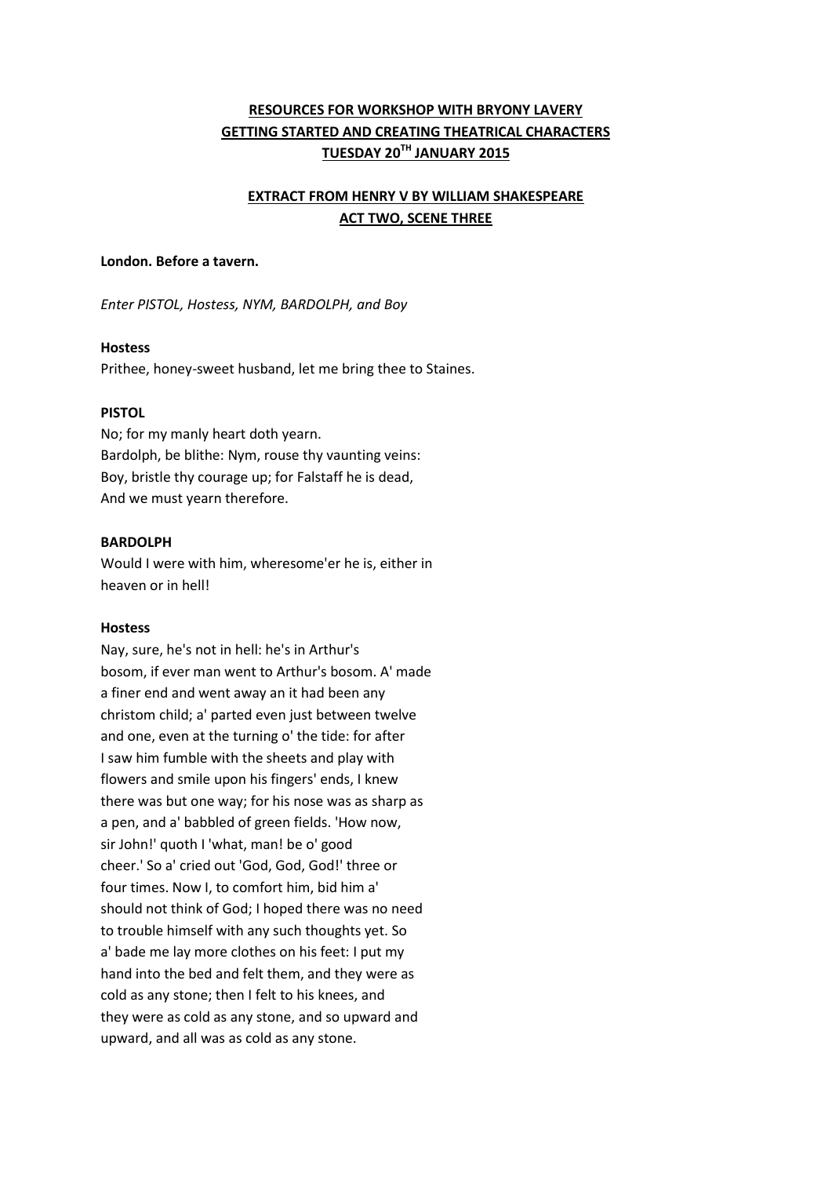**RESOURCES FOR WORKSHOP WITH BRYONY LAVERY**
**GETTING STARTED AND CREATING THEATRICAL CHARACTERS**
**TUESDAY 20TH JANUARY 2015**

**EXTRACT FROM HENRY V BY WILLIAM SHAKESPEARE**
**ACT TWO, SCENE THREE**

**London. Before a tavern.**

*Enter PISTOL, Hostess, NYM, BARDOLPH, and Boy*

**Hostess**
Prithee, honey-sweet husband, let me bring thee to Staines.

**PISTOL**
No; for my manly heart doth yearn.
Bardolph, be blithe: Nym, rouse thy vaunting veins:
Boy, bristle thy courage up; for Falstaff he is dead,
And we must yearn therefore.

**BARDOLPH**
Would I were with him, wheresome'er he is, either in
heaven or in hell!

**Hostess**
Nay, sure, he's not in hell: he's in Arthur's
bosom, if ever man went to Arthur's bosom. A' made
a finer end and went away an it had been any
christom child; a' parted even just between twelve
and one, even at the turning o' the tide: for after
I saw him fumble with the sheets and play with
flowers and smile upon his fingers' ends, I knew
there was but one way; for his nose was as sharp as
a pen, and a' babbled of green fields. 'How now,
sir John!' quoth I 'what, man! be o' good
cheer.' So a' cried out 'God, God, God!' three or
four times. Now I, to comfort him, bid him a'
should not think of God; I hoped there was no need
to trouble himself with any such thoughts yet. So
a' bade me lay more clothes on his feet: I put my
hand into the bed and felt them, and they were as
cold as any stone; then I felt to his knees, and
they were as cold as any stone, and so upward and
upward, and all was as cold as any stone.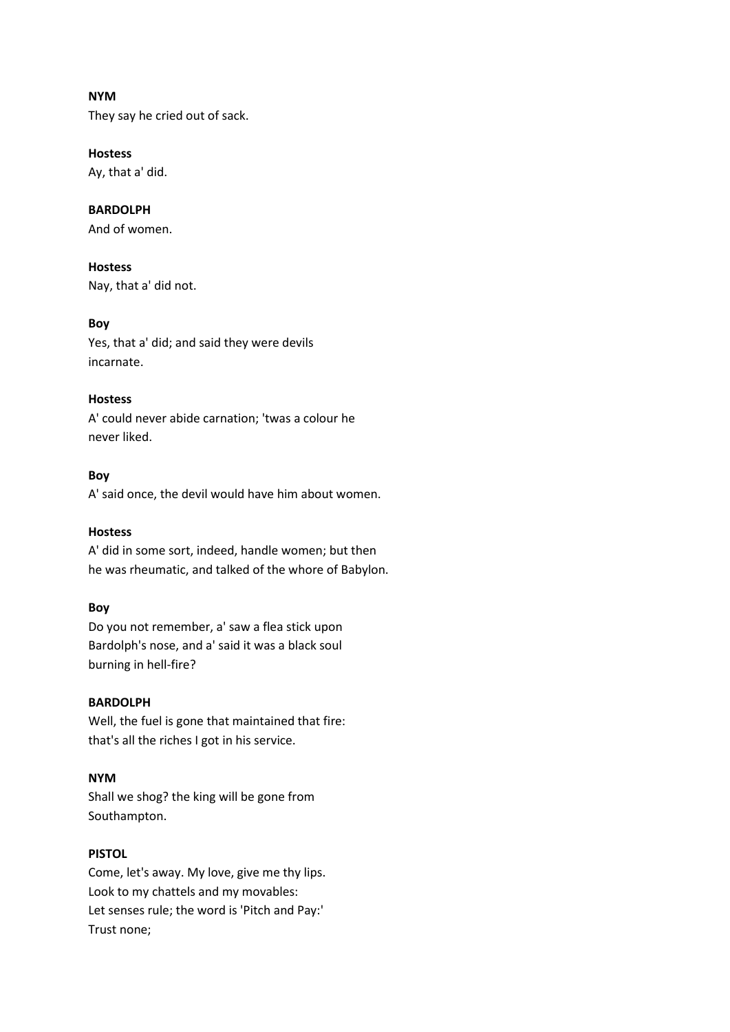**NYM**
They say he cried out of sack.

**Hostess**
Ay, that a' did.

**BARDOLPH**
And of women.

**Hostess**
Nay, that a' did not.

**Boy**
Yes, that a' did; and said they were devils
incarnate.

**Hostess**
A' could never abide carnation; 'twas a colour he
never liked.

**Boy**
A' said once, the devil would have him about women.

**Hostess**
A' did in some sort, indeed, handle women; but then
he was rheumatic, and talked of the whore of Babylon.

**Boy**
Do you not remember, a' saw a flea stick upon
Bardolph's nose, and a' said it was a black soul
burning in hell-fire?

**BARDOLPH**
Well, the fuel is gone that maintained that fire:
that's all the riches I got in his service.

**NYM**
Shall we shog? the king will be gone from
Southampton.

**PISTOL**
Come, let's away. My love, give me thy lips.
Look to my chattels and my movables:
Let senses rule; the word is 'Pitch and Pay:'
Trust none;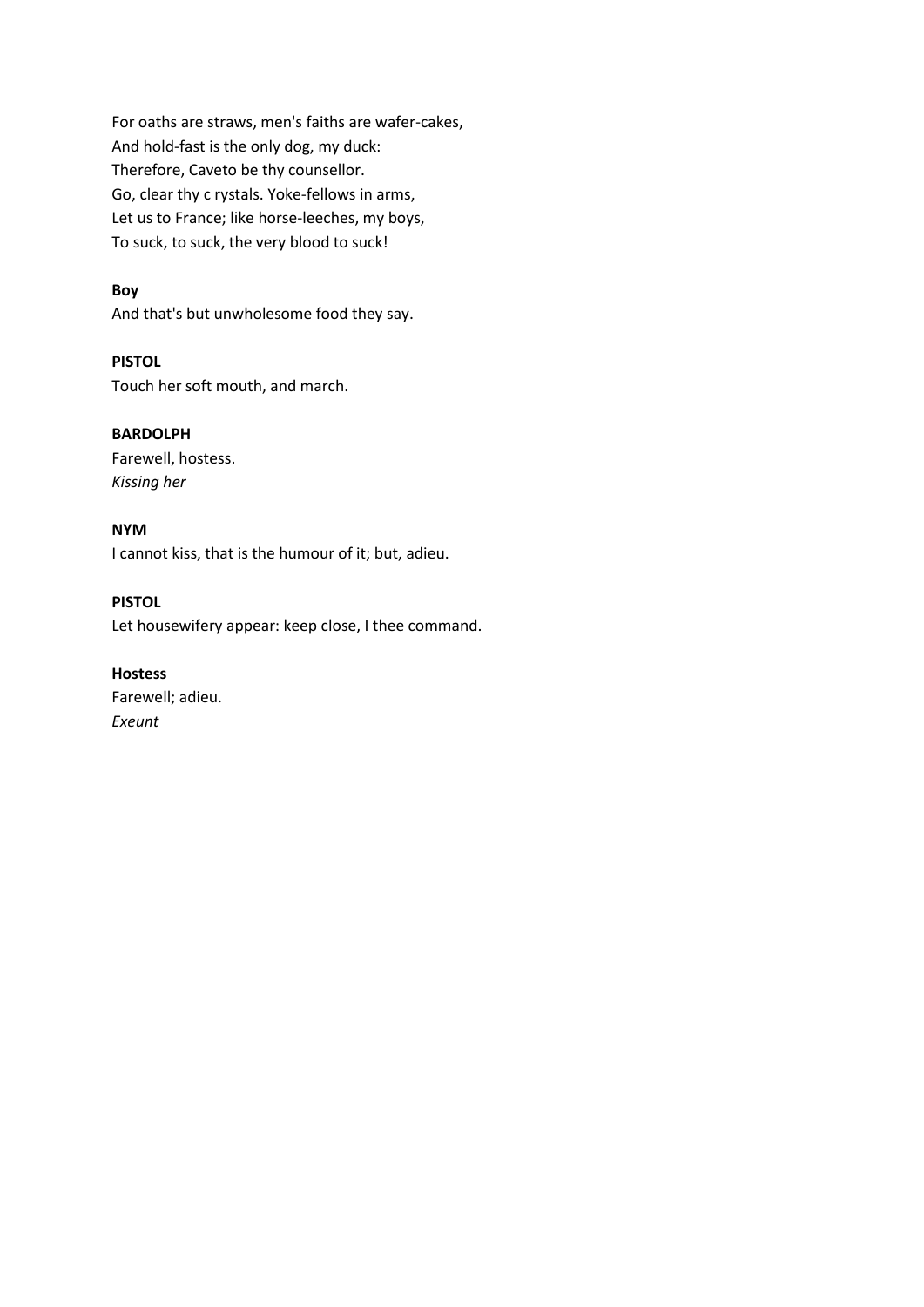For oaths are straws, men's faiths are wafer-cakes,
And hold-fast is the only dog, my duck:
Therefore, Caveto be thy counsellor.
Go, clear thy c rystals. Yoke-fellows in arms,
Let us to France; like horse-leeches, my boys,
To suck, to suck, the very blood to suck!

**Boy**
And that's but unwholesome food they say.

**PISTOL**
Touch her soft mouth, and march.

**BARDOLPH**
Farewell, hostess.
*Kissing her*

**NYM**
I cannot kiss, that is the humour of it; but, adieu.

**PISTOL**
Let housewifery appear: keep close, I thee command.

**Hostess**
Farewell; adieu.
*Exeunt*